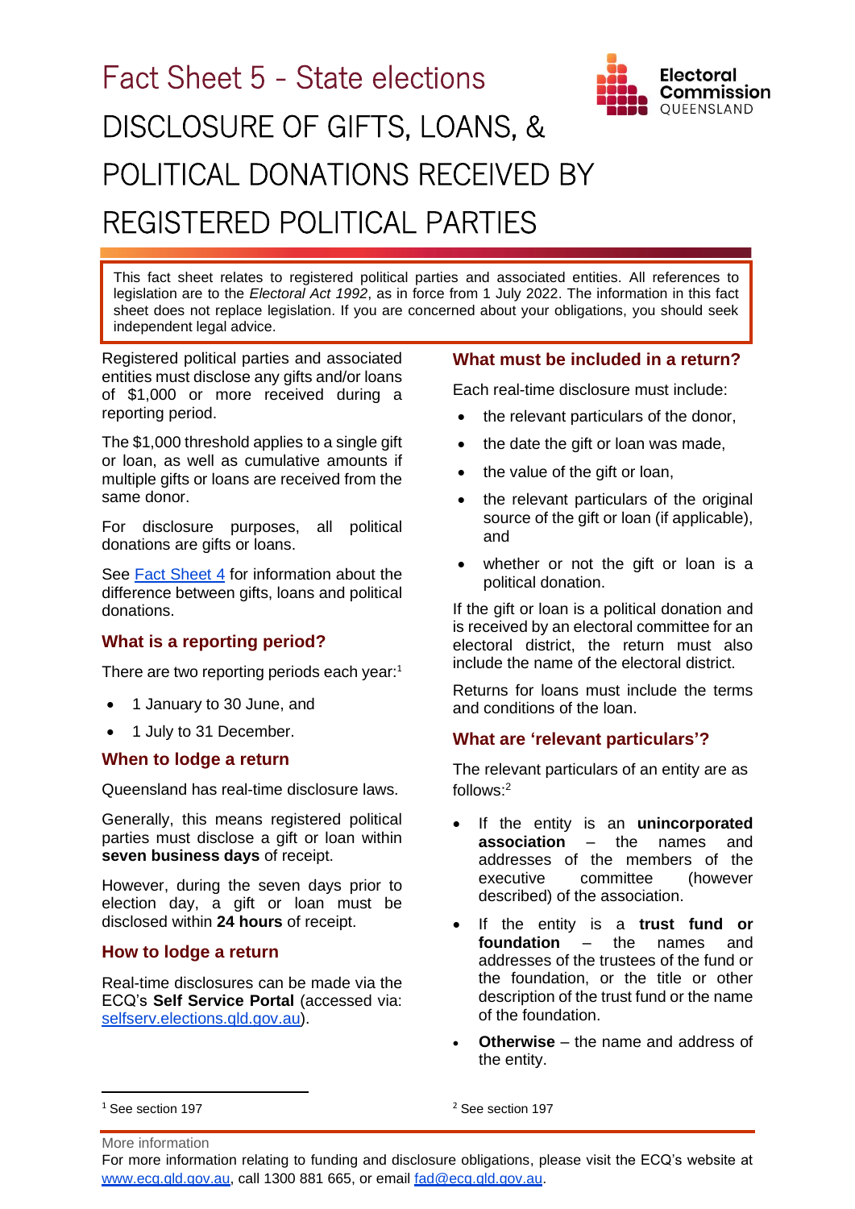# Fact Sheet 5 - State elections

# DISCLOSURE OF GIFTS, LOANS, & POLITICAL DONATIONS RECEIVED BY REGISTERED POLITICAL PARTIES

This fact sheet relates to registered political parties and associated entities. All references to legislation are to the *Electoral Act 1992*, as in force from 1 July 2022. The information in this fact sheet does not replace legislation. If you are concerned about your obligations, you should seek independent legal advice.

Registered political parties and associated entities must disclose any gifts and/or loans of $1,000 or more received during a reporting period.

The $1,000 threshold applies to a single gift or loan, as well as cumulative amounts if multiple gifts or loans are received from the same donor.

For disclosure purposes, all political donations are gifts or loans.

See [Fact Sheet 4](#) for information about the difference between gifts, loans and political donations.

## What is a reporting period?

There are two reporting periods each year:[1]

- 1 January to 30 June, and
- 1 July to 31 December.

## When to lodge a return

Queensland has real-time disclosure laws.

Generally, this means registered political parties must disclose a gift or loan within **seven business days** of receipt.

However, during the seven days prior to election day, a gift or loan must be disclosed within **24 hours** of receipt.

## How to lodge a return

Real-time disclosures can be made via the ECQ's **Self Service Portal** (accessed via: [selfserv.elections.qld.gov.au](selfserv.elections.qld.gov.au)).

## What must be included in a return?

Each real-time disclosure must include:

- the relevant particulars of the donor,
- the date the gift or loan was made,
- the value of the gift or loan,
- the relevant particulars of the original source of the gift or loan (if applicable), and
- whether or not the gift or loan is a political donation.

If the gift or loan is a political donation and is received by an electoral committee for an electoral district, the return must also include the name of the electoral district.

Returns for loans must include the terms and conditions of the loan.

## What are 'relevant particulars'?

The relevant particulars of an entity are as follows:[2]

- If the entity is an **unincorporated association** – the names and addresses of the members of the executive committee (however described) of the association.
- If the entity is a **trust fund or foundation** – the names and addresses of the trustees of the fund or the foundation, or the title or other description of the trust fund or the name of the foundation.
- **Otherwise** – the name and address of the entity.

[1] See section 197

[2] See section 197

More information

For more information relating to funding and disclosure obligations, please visit the ECQ's website at [www.ecq.qld.gov.au](www.ecq.qld.gov.au), call 1300 881 665, or email [fad@ecq.qld.gov.au](mailto:fad@ecq.qld.gov.au).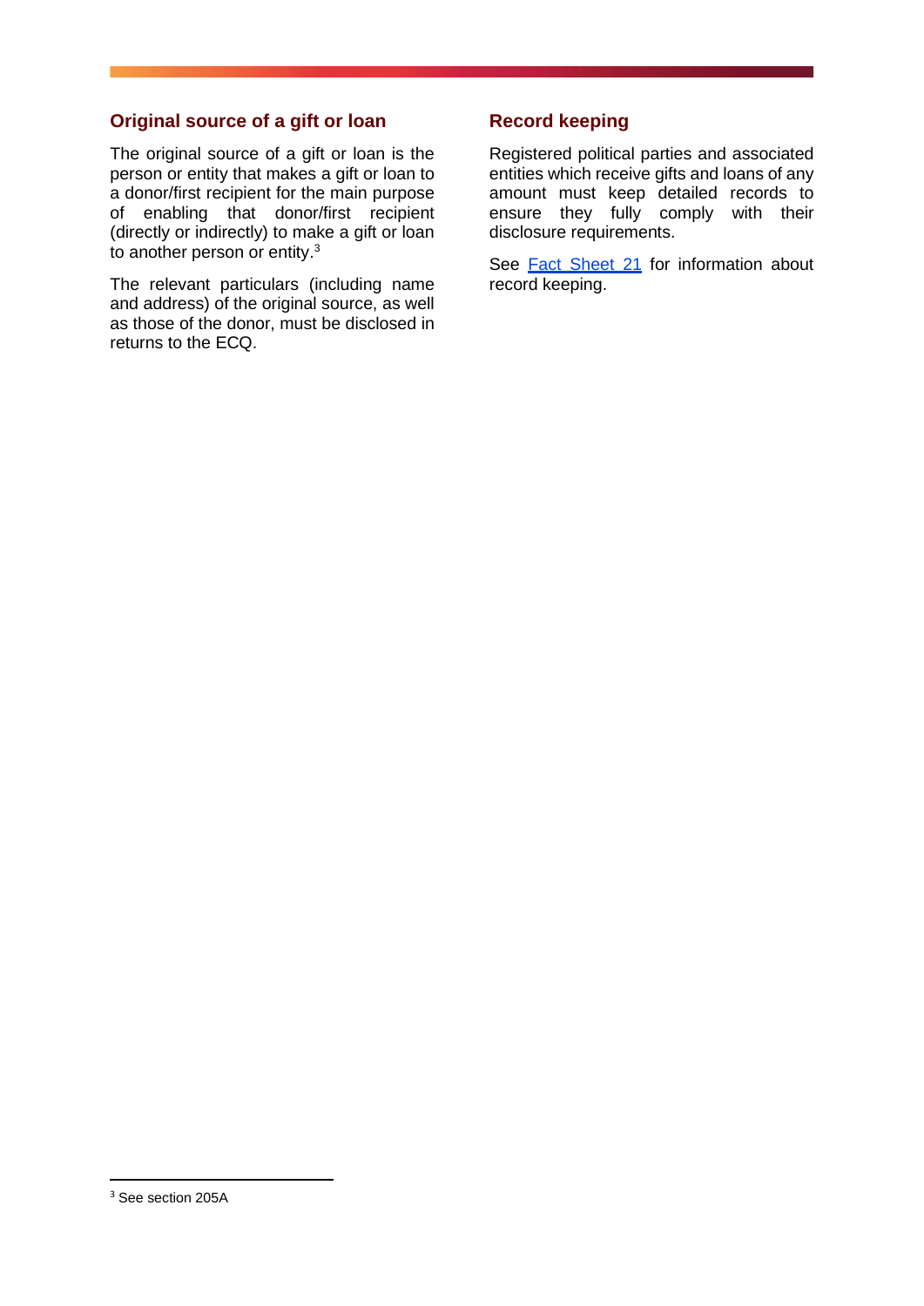## Original source of a gift or loan

The original source of a gift or loan is the person or entity that makes a gift or loan to a donor/first recipient for the main purpose of enabling that donor/first recipient (directly or indirectly) to make a gift or loan to another person or entity.[3]

The relevant particulars (including name and address) of the original source, as well as those of the donor, must be disclosed in returns to the ECQ.

## Record keeping

Registered political parties and associated entities which receive gifts and loans of any amount must keep detailed records to ensure they fully comply with their disclosure requirements.

See [Fact Sheet 21] for information about record keeping.

[3] See section 205A